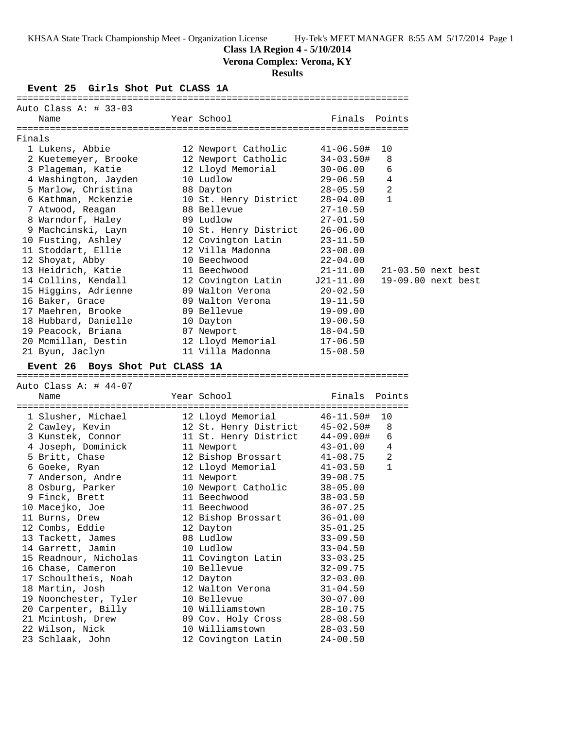# Class 1A Region 4 - 5/10/2014

**Verona Complex: Verona, KY**

**Results**

## Event 25 Girls Shot Put CLASS 1A

Auto Class A: # 33-03

**Finals**

| Place | Name | Year | School | Finals | Points | |
|---|---|---|---|---|---|---|
| 1 | Lukens, Abbie | 12 | Newport Catholic | 41-06.50# | 10 | |
| 2 | Kuetemeyer, Brooke | 12 | Newport Catholic | 34-03.50# | 8 | |
| 3 | Plageman, Katie | 12 | Lloyd Memorial | 30-06.00 | 6 | |
| 4 | Washington, Jayden | 10 | Ludlow | 29-06.50 | 4 | |
| 5 | Marlow, Christina | 08 | Dayton | 28-05.50 | 2 | |
| 6 | Kathman, Mckenzie | 10 | St. Henry District | 28-04.00 | 1 | |
| 7 | Atwood, Reagan | 08 | Bellevue | 27-10.50 | | |
| 8 | Warndorf, Haley | 09 | Ludlow | 27-01.50 | | |
| 9 | Machcinski, Layn | 10 | St. Henry District | 26-06.00 | | |
| 10 | Fusting, Ashley | 12 | Covington Latin | 23-11.50 | | |
| 11 | Stoddart, Ellie | 12 | Villa Madonna | 23-08.00 | | |
| 12 | Shoyat, Abby | 10 | Beechwood | 22-04.00 | | |
| 13 | Heidrich, Katie | 11 | Beechwood | 21-11.00 | | 21-03.50 next best |
| 14 | Collins, Kendall | 12 | Covington Latin | J21-11.00 | | 19-09.00 next best |
| 15 | Higgins, Adrienne | 09 | Walton Verona | 20-02.50 | | |
| 16 | Baker, Grace | 09 | Walton Verona | 19-11.50 | | |
| 17 | Maehren, Brooke | 09 | Bellevue | 19-09.00 | | |
| 18 | Hubbard, Danielle | 10 | Dayton | 19-00.50 | | |
| 19 | Peacock, Briana | 07 | Newport | 18-04.50 | | |
| 20 | Mcmillan, Destin | 12 | Lloyd Memorial | 17-06.50 | | |
| 21 | Byun, Jaclyn | 11 | Villa Madonna | 15-08.50 | | |

## Event 26 Boys Shot Put CLASS 1A

Auto Class A: # 44-07

| Place | Name | Year | School | Finals | Points |
|---|---|---|---|---|---|
| 1 | Slusher, Michael | 12 | Lloyd Memorial | 46-11.50# | 10 |
| 2 | Cawley, Kevin | 12 | St. Henry District | 45-02.50# | 8 |
| 3 | Kunstek, Connor | 11 | St. Henry District | 44-09.00# | 6 |
| 4 | Joseph, Dominick | 11 | Newport | 43-01.00 | 4 |
| 5 | Britt, Chase | 12 | Bishop Brossart | 41-08.75 | 2 |
| 6 | Goeke, Ryan | 12 | Lloyd Memorial | 41-03.50 | 1 |
| 7 | Anderson, Andre | 11 | Newport | 39-08.75 | |
| 8 | Osburg, Parker | 10 | Newport Catholic | 38-05.00 | |
| 9 | Finck, Brett | 11 | Beechwood | 38-03.50 | |
| 10 | Macejko, Joe | 11 | Beechwood | 36-07.25 | |
| 11 | Burns, Drew | 12 | Bishop Brossart | 36-01.00 | |
| 12 | Combs, Eddie | 12 | Dayton | 35-01.25 | |
| 13 | Tackett, James | 08 | Ludlow | 33-09.50 | |
| 14 | Garrett, Jamin | 10 | Ludlow | 33-04.50 | |
| 15 | Readnour, Nicholas | 11 | Covington Latin | 33-03.25 | |
| 16 | Chase, Cameron | 10 | Bellevue | 32-09.75 | |
| 17 | Schoultheis, Noah | 12 | Dayton | 32-03.00 | |
| 18 | Martin, Josh | 12 | Walton Verona | 31-04.50 | |
| 19 | Noonchester, Tyler | 10 | Bellevue | 30-07.00 | |
| 20 | Carpenter, Billy | 10 | Williamstown | 28-10.75 | |
| 21 | Mcintosh, Drew | 09 | Cov. Holy Cross | 28-08.50 | |
| 22 | Wilson, Nick | 10 | Williamstown | 28-03.50 | |
| 23 | Schlaak, John | 12 | Covington Latin | 24-00.50 | |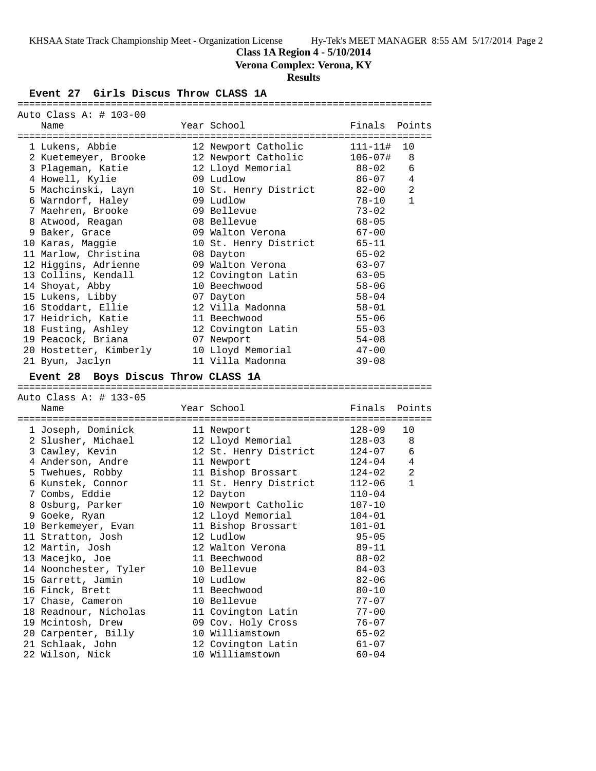**Class 1A Region 4 - 5/10/2014**

**Verona Complex: Verona, KY**

**Results**

### Event 27 Girls Discus Throw CLASS 1A

Auto Class A: # 103-00

| Place | Name | Year | School | Finals | Points |
|---|---|---|---|---|---|
| 1 | Lukens, Abbie | 12 | Newport Catholic | 111-11# | 10 |
| 2 | Kuetemeyer, Brooke | 12 | Newport Catholic | 106-07# | 8 |
| 3 | Plageman, Katie | 12 | Lloyd Memorial | 88-02 | 6 |
| 4 | Howell, Kylie | 09 | Ludlow | 86-07 | 4 |
| 5 | Machcinski, Layn | 10 | St. Henry District | 82-00 | 2 |
| 6 | Warndorf, Haley | 09 | Ludlow | 78-10 | 1 |
| 7 | Maehren, Brooke | 09 | Bellevue | 73-02 | |
| 8 | Atwood, Reagan | 08 | Bellevue | 68-05 | |
| 9 | Baker, Grace | 09 | Walton Verona | 67-00 | |
| 10 | Karas, Maggie | 10 | St. Henry District | 65-11 | |
| 11 | Marlow, Christina | 08 | Dayton | 65-02 | |
| 12 | Higgins, Adrienne | 09 | Walton Verona | 63-07 | |
| 13 | Collins, Kendall | 12 | Covington Latin | 63-05 | |
| 14 | Shoyat, Abby | 10 | Beechwood | 58-06 | |
| 15 | Lukens, Libby | 07 | Dayton | 58-04 | |
| 16 | Stoddart, Ellie | 12 | Villa Madonna | 58-01 | |
| 17 | Heidrich, Katie | 11 | Beechwood | 55-06 | |
| 18 | Fusting, Ashley | 12 | Covington Latin | 55-03 | |
| 19 | Peacock, Briana | 07 | Newport | 54-08 | |
| 20 | Hostetter, Kimberly | 10 | Lloyd Memorial | 47-00 | |
| 21 | Byun, Jaclyn | 11 | Villa Madonna | 39-08 | |

### Event 28 Boys Discus Throw CLASS 1A

Auto Class A: # 133-05

| Place | Name | Year | School | Finals | Points |
|---|---|---|---|---|---|
| 1 | Joseph, Dominick | 11 | Newport | 128-09 | 10 |
| 2 | Slusher, Michael | 12 | Lloyd Memorial | 128-03 | 8 |
| 3 | Cawley, Kevin | 12 | St. Henry District | 124-07 | 6 |
| 4 | Anderson, Andre | 11 | Newport | 124-04 | 4 |
| 5 | Twehues, Robby | 11 | Bishop Brossart | 124-02 | 2 |
| 6 | Kunstek, Connor | 11 | St. Henry District | 112-06 | 1 |
| 7 | Combs, Eddie | 12 | Dayton | 110-04 | |
| 8 | Osburg, Parker | 10 | Newport Catholic | 107-10 | |
| 9 | Goeke, Ryan | 12 | Lloyd Memorial | 104-01 | |
| 10 | Berkemeyer, Evan | 11 | Bishop Brossart | 101-01 | |
| 11 | Stratton, Josh | 12 | Ludlow | 95-05 | |
| 12 | Martin, Josh | 12 | Walton Verona | 89-11 | |
| 13 | Macejko, Joe | 11 | Beechwood | 88-02 | |
| 14 | Noonchester, Tyler | 10 | Bellevue | 84-03 | |
| 15 | Garrett, Jamin | 10 | Ludlow | 82-06 | |
| 16 | Finck, Brett | 11 | Beechwood | 80-10 | |
| 17 | Chase, Cameron | 10 | Bellevue | 77-07 | |
| 18 | Readnour, Nicholas | 11 | Covington Latin | 77-00 | |
| 19 | Mcintosh, Drew | 09 | Cov. Holy Cross | 76-07 | |
| 20 | Carpenter, Billy | 10 | Williamstown | 65-02 | |
| 21 | Schlaak, John | 12 | Covington Latin | 61-07 | |
| 22 | Wilson, Nick | 10 | Williamstown | 60-04 | |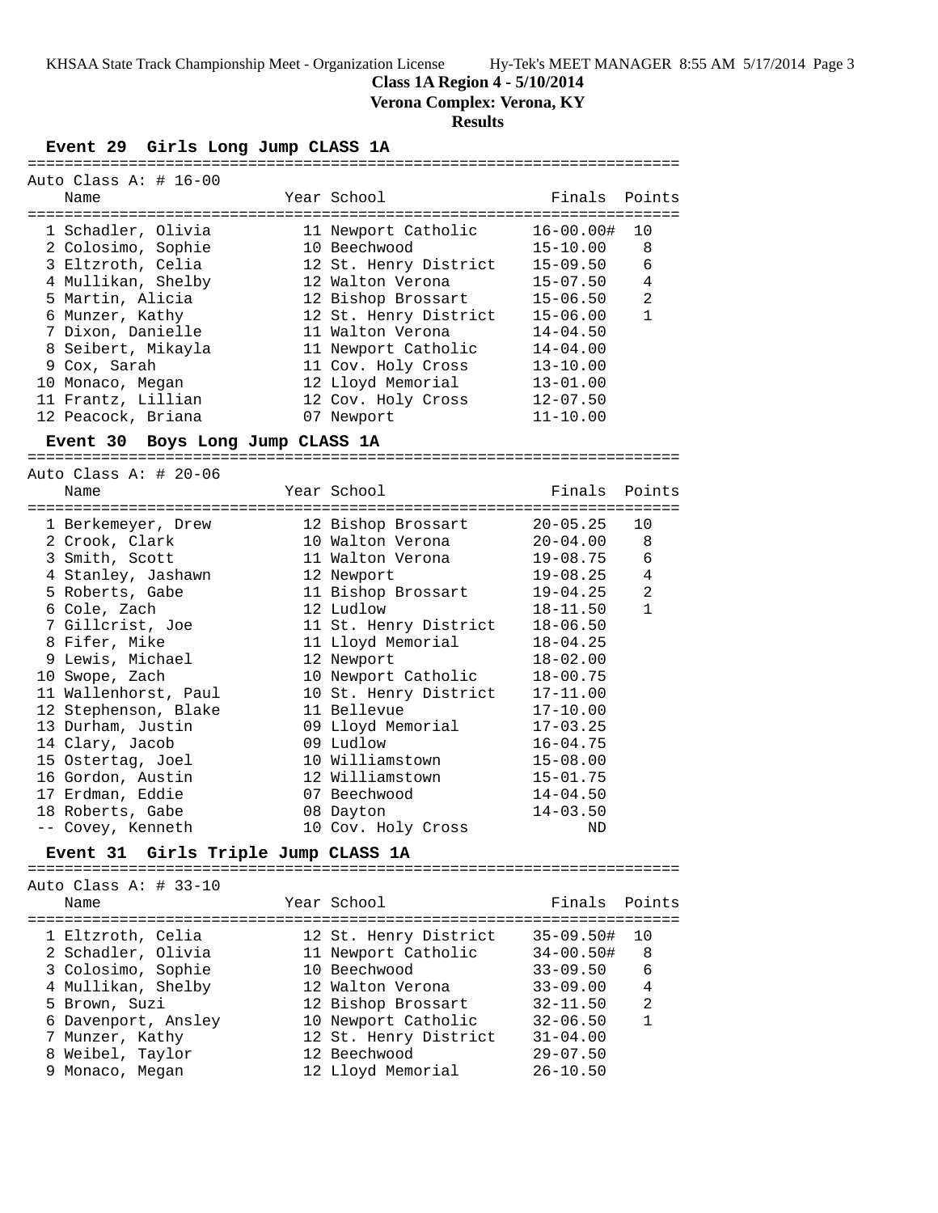**Class 1A Region 4 - 5/10/2014**
**Verona Complex: Verona, KY**
**Results**

### Event 29 Girls Long Jump CLASS 1A

Auto Class A: # 16-00

| | Name | Year | School | Finals | Points |
|---|---|---|---|---|---|
| 1 | Schadler, Olivia | 11 | Newport Catholic | 16-00.00# | 10 |
| 2 | Colosimo, Sophie | 10 | Beechwood | 15-10.00 | 8 |
| 3 | Eltzroth, Celia | 12 | St. Henry District | 15-09.50 | 6 |
| 4 | Mullikan, Shelby | 12 | Walton Verona | 15-07.50 | 4 |
| 5 | Martin, Alicia | 12 | Bishop Brossart | 15-06.50 | 2 |
| 6 | Munzer, Kathy | 12 | St. Henry District | 15-06.00 | 1 |
| 7 | Dixon, Danielle | 11 | Walton Verona | 14-04.50 | |
| 8 | Seibert, Mikayla | 11 | Newport Catholic | 14-04.00 | |
| 9 | Cox, Sarah | 11 | Cov. Holy Cross | 13-10.00 | |
| 10 | Monaco, Megan | 12 | Lloyd Memorial | 13-01.00 | |
| 11 | Frantz, Lillian | 12 | Cov. Holy Cross | 12-07.50 | |
| 12 | Peacock, Briana | 07 | Newport | 11-10.00 | |

### Event 30 Boys Long Jump CLASS 1A

Auto Class A: # 20-06

| | Name | Year | School | Finals | Points |
|---|---|---|---|---|---|
| 1 | Berkemeyer, Drew | 12 | Bishop Brossart | 20-05.25 | 10 |
| 2 | Crook, Clark | 10 | Walton Verona | 20-04.00 | 8 |
| 3 | Smith, Scott | 11 | Walton Verona | 19-08.75 | 6 |
| 4 | Stanley, Jashawn | 12 | Newport | 19-08.25 | 4 |
| 5 | Roberts, Gabe | 11 | Bishop Brossart | 19-04.25 | 2 |
| 6 | Cole, Zach | 12 | Ludlow | 18-11.50 | 1 |
| 7 | Gillcrist, Joe | 11 | St. Henry District | 18-06.50 | |
| 8 | Fifer, Mike | 11 | Lloyd Memorial | 18-04.25 | |
| 9 | Lewis, Michael | 12 | Newport | 18-02.00 | |
| 10 | Swope, Zach | 10 | Newport Catholic | 18-00.75 | |
| 11 | Wallenhorst, Paul | 10 | St. Henry District | 17-11.00 | |
| 12 | Stephenson, Blake | 11 | Bellevue | 17-10.00 | |
| 13 | Durham, Justin | 09 | Lloyd Memorial | 17-03.25 | |
| 14 | Clary, Jacob | 09 | Ludlow | 16-04.75 | |
| 15 | Ostertag, Joel | 10 | Williamstown | 15-08.00 | |
| 16 | Gordon, Austin | 12 | Williamstown | 15-01.75 | |
| 17 | Erdman, Eddie | 07 | Beechwood | 14-04.50 | |
| 18 | Roberts, Gabe | 08 | Dayton | 14-03.50 | |
| -- | Covey, Kenneth | 10 | Cov. Holy Cross | ND | |

### Event 31 Girls Triple Jump CLASS 1A

Auto Class A: # 33-10

| | Name | Year | School | Finals | Points |
|---|---|---|---|---|---|
| 1 | Eltzroth, Celia | 12 | St. Henry District | 35-09.50# | 10 |
| 2 | Schadler, Olivia | 11 | Newport Catholic | 34-00.50# | 8 |
| 3 | Colosimo, Sophie | 10 | Beechwood | 33-09.50 | 6 |
| 4 | Mullikan, Shelby | 12 | Walton Verona | 33-09.00 | 4 |
| 5 | Brown, Suzi | 12 | Bishop Brossart | 32-11.50 | 2 |
| 6 | Davenport, Ansley | 10 | Newport Catholic | 32-06.50 | 1 |
| 7 | Munzer, Kathy | 12 | St. Henry District | 31-04.00 | |
| 8 | Weibel, Taylor | 12 | Beechwood | 29-07.50 | |
| 9 | Monaco, Megan | 12 | Lloyd Memorial | 26-10.50 | |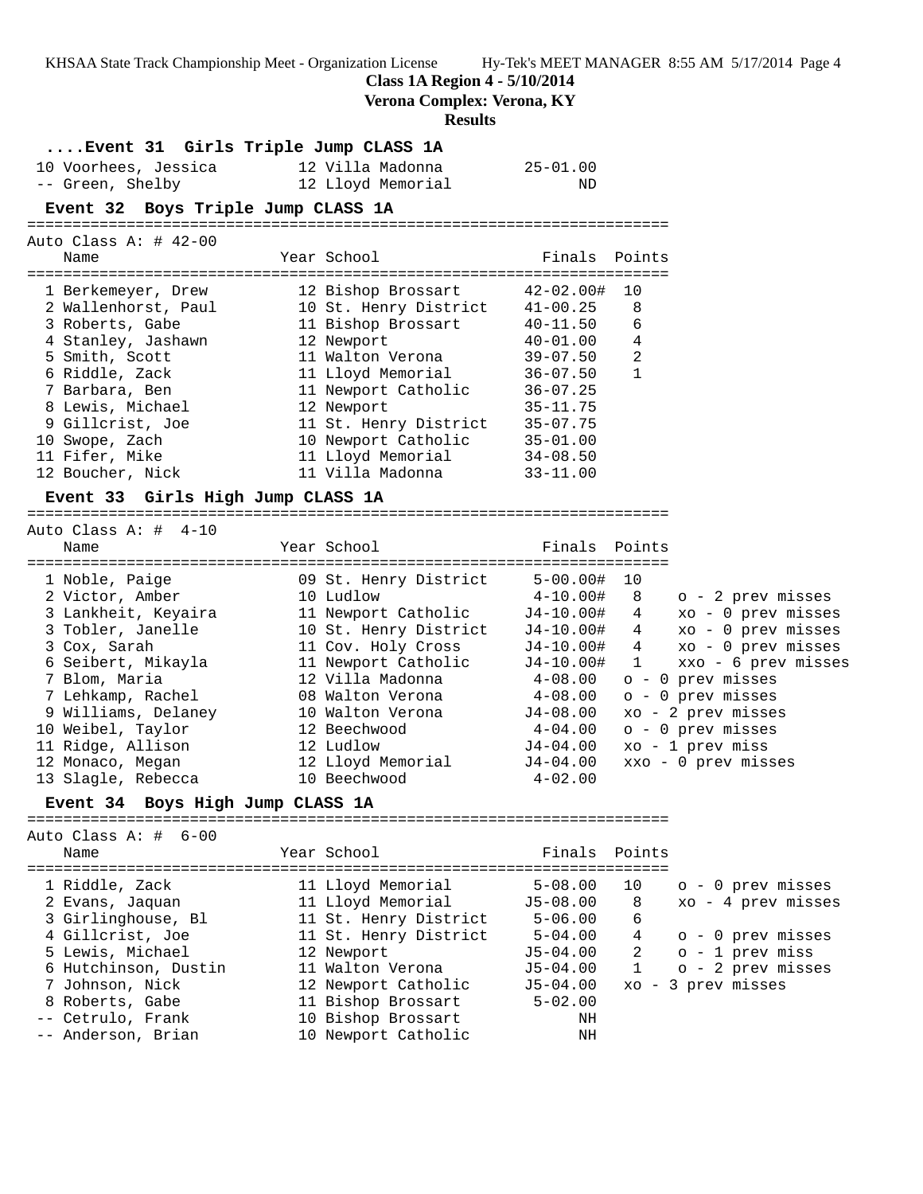**Class 1A Region 4 - 5/10/2014**
**Verona Complex: Verona, KY**
**Results**

### ....Event 31 Girls Triple Jump CLASS 1A

| Place | Name | Year | School | Finals | Points |
|---|---|---|---|---|---|
| 10 | Voorhees, Jessica | 12 | Villa Madonna | 25-01.00 | |
| -- | Green, Shelby | 12 | Lloyd Memorial | ND | |

### Event 32 Boys Triple Jump CLASS 1A

Auto Class A: # 42-00

| Place | Name | Year | School | Finals | Points |
|---|---|---|---|---|---|
| 1 | Berkemeyer, Drew | 12 | Bishop Brossart | 42-02.00# | 10 |
| 2 | Wallenhorst, Paul | 10 | St. Henry District | 41-00.25 | 8 |
| 3 | Roberts, Gabe | 11 | Bishop Brossart | 40-11.50 | 6 |
| 4 | Stanley, Jashawn | 12 | Newport | 40-01.00 | 4 |
| 5 | Smith, Scott | 11 | Walton Verona | 39-07.50 | 2 |
| 6 | Riddle, Zack | 11 | Lloyd Memorial | 36-07.50 | 1 |
| 7 | Barbara, Ben | 11 | Newport Catholic | 36-07.25 | |
| 8 | Lewis, Michael | 12 | Newport | 35-11.75 | |
| 9 | Gillcrist, Joe | 11 | St. Henry District | 35-07.75 | |
| 10 | Swope, Zach | 10 | Newport Catholic | 35-01.00 | |
| 11 | Fifer, Mike | 11 | Lloyd Memorial | 34-08.50 | |
| 12 | Boucher, Nick | 11 | Villa Madonna | 33-11.00 | |

### Event 33 Girls High Jump CLASS 1A

Auto Class A: # 4-10

| Place | Name | Year | School | Finals | Points | Notes |
|---|---|---|---|---|---|---|
| 1 | Noble, Paige | 09 | St. Henry District | 5-00.00# | 10 | |
| 2 | Victor, Amber | 10 | Ludlow | 4-10.00# | 8 | o - 2 prev misses |
| 3 | Lankheit, Keyaira | 11 | Newport Catholic | J4-10.00# | 4 | xo - 0 prev misses |
| 3 | Tobler, Janelle | 10 | St. Henry District | J4-10.00# | 4 | xo - 0 prev misses |
| 3 | Cox, Sarah | 11 | Cov. Holy Cross | J4-10.00# | 4 | xo - 0 prev misses |
| 6 | Seibert, Mikayla | 11 | Newport Catholic | J4-10.00# | 1 | xxo - 6 prev misses |
| 7 | Blom, Maria | 12 | Villa Madonna | 4-08.00 | | o - 0 prev misses |
| 7 | Lehkamp, Rachel | 08 | Walton Verona | 4-08.00 | | o - 0 prev misses |
| 9 | Williams, Delaney | 10 | Walton Verona | J4-08.00 | | xo - 2 prev misses |
| 10 | Weibel, Taylor | 12 | Beechwood | 4-04.00 | | o - 0 prev misses |
| 11 | Ridge, Allison | 12 | Ludlow | J4-04.00 | | xo - 1 prev miss |
| 12 | Monaco, Megan | 12 | Lloyd Memorial | J4-04.00 | | xxo - 0 prev misses |
| 13 | Slagle, Rebecca | 10 | Beechwood | 4-02.00 | | |

### Event 34 Boys High Jump CLASS 1A

Auto Class A: # 6-00

| Place | Name | Year | School | Finals | Points | Notes |
|---|---|---|---|---|---|---|
| 1 | Riddle, Zack | 11 | Lloyd Memorial | 5-08.00 | 10 | o - 0 prev misses |
| 2 | Evans, Jaquan | 11 | Lloyd Memorial | J5-08.00 | 8 | xo - 4 prev misses |
| 3 | Girlinghouse, Bl | 11 | St. Henry District | 5-06.00 | 6 | |
| 4 | Gillcrist, Joe | 11 | St. Henry District | 5-04.00 | 4 | o - 0 prev misses |
| 5 | Lewis, Michael | 12 | Newport | J5-04.00 | 2 | o - 1 prev miss |
| 6 | Hutchinson, Dustin | 11 | Walton Verona | J5-04.00 | 1 | o - 2 prev misses |
| 7 | Johnson, Nick | 12 | Newport Catholic | J5-04.00 | | xo - 3 prev misses |
| 8 | Roberts, Gabe | 11 | Bishop Brossart | 5-02.00 | | |
| -- | Cetrulo, Frank | 10 | Bishop Brossart | NH | | |
| -- | Anderson, Brian | 10 | Newport Catholic | NH | | |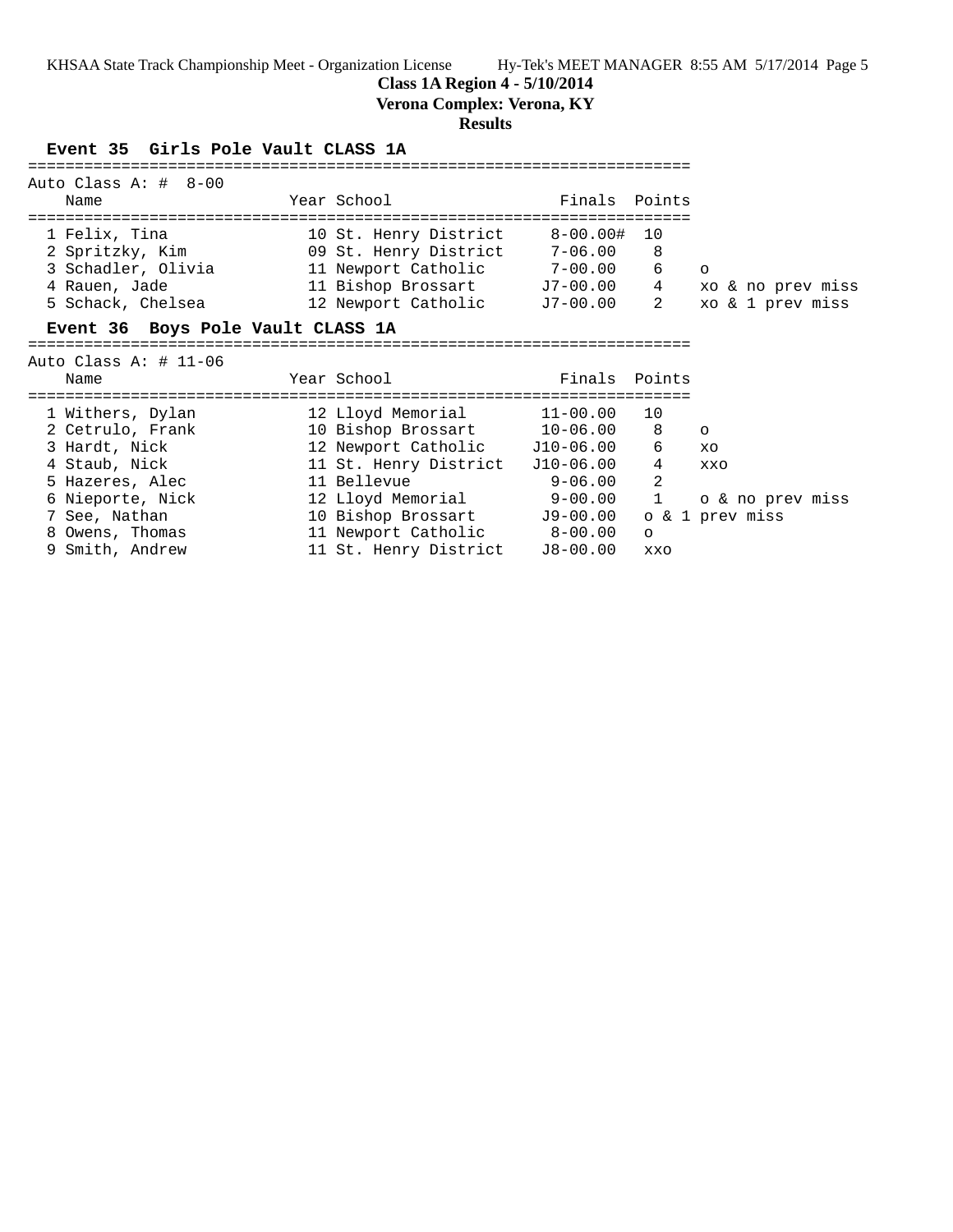**Class 1A Region 4 - 5/10/2014**

**Verona Complex: Verona, KY**

**Results**

## Event 35 Girls Pole Vault CLASS 1A

Auto Class A: # 8-00

| Place | Name | Year | School | Finals | Points | |
|---|---|---|---|---|---|---|
| 1 | Felix, Tina | 10 | St. Henry District | 8-00.00# | 10 | |
| 2 | Spritzky, Kim | 09 | St. Henry District | 7-06.00 | 8 | |
| 3 | Schadler, Olivia | 11 | Newport Catholic | 7-00.00 | 6 | o |
| 4 | Rauen, Jade | 11 | Bishop Brossart | J7-00.00 | 4 | xo & no prev miss |
| 5 | Schack, Chelsea | 12 | Newport Catholic | J7-00.00 | 2 | xo & 1 prev miss |

## Event 36 Boys Pole Vault CLASS 1A

Auto Class A: # 11-06

| Place | Name | Year | School | Finals | Points | |
|---|---|---|---|---|---|---|
| 1 | Withers, Dylan | 12 | Lloyd Memorial | 11-00.00 | 10 | |
| 2 | Cetrulo, Frank | 10 | Bishop Brossart | 10-06.00 | 8 | o |
| 3 | Hardt, Nick | 12 | Newport Catholic | J10-06.00 | 6 | xo |
| 4 | Staub, Nick | 11 | St. Henry District | J10-06.00 | 4 | xxo |
| 5 | Hazeres, Alec | 11 | Bellevue | 9-06.00 | 2 | |
| 6 | Nieporte, Nick | 12 | Lloyd Memorial | 9-00.00 | 1 | o & no prev miss |
| 7 | See, Nathan | 10 | Bishop Brossart | J9-00.00 | | o & 1 prev miss |
| 8 | Owens, Thomas | 11 | Newport Catholic | 8-00.00 | | o |
| 9 | Smith, Andrew | 11 | St. Henry District | J8-00.00 | | xxo |